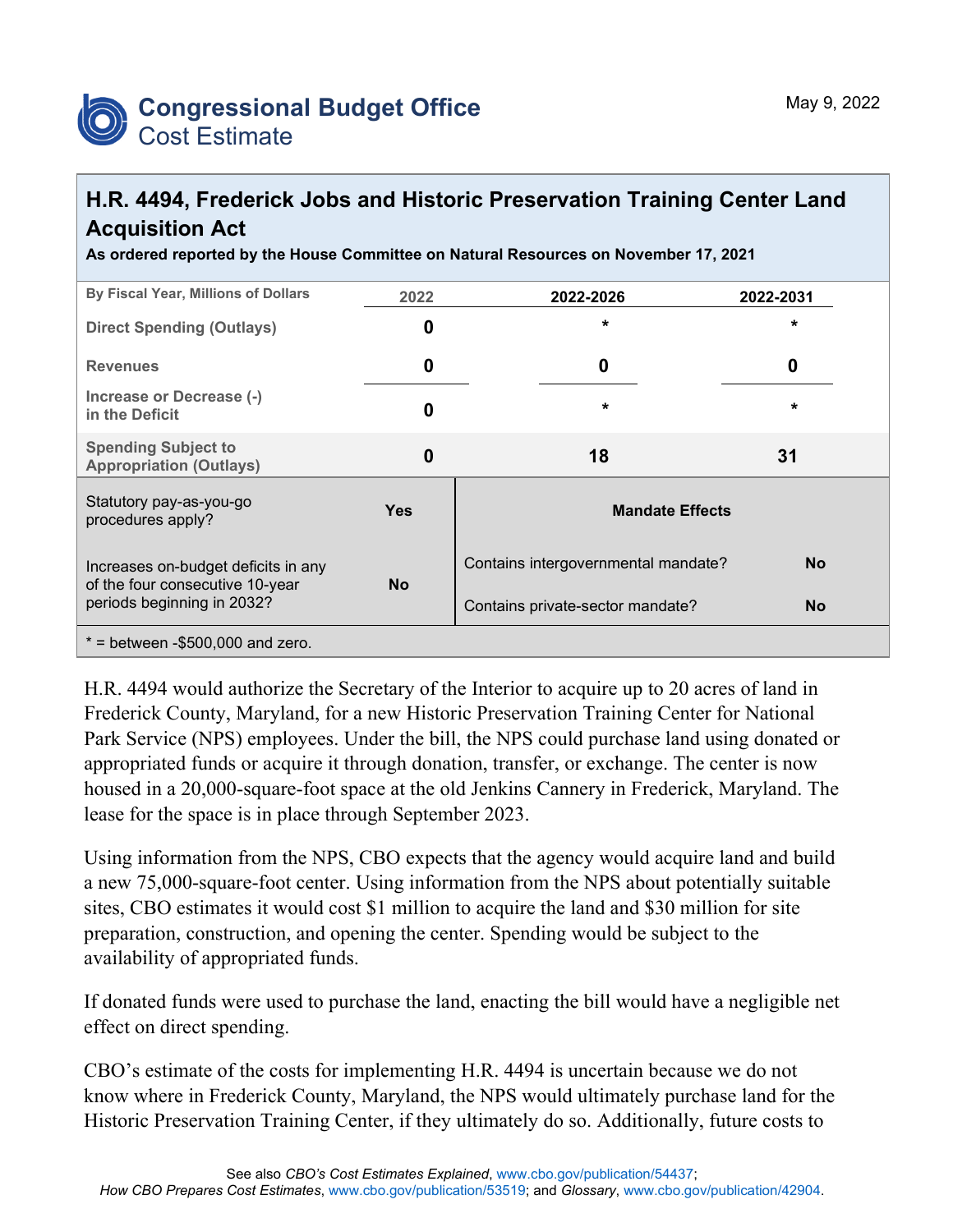# Congressional Budget Office
## Cost Estimate

May 9, 2022

## H.R. 4494, Frederick Jobs and Historic Preservation Training Center Land Acquisition Act

**As ordered reported by the House Committee on Natural Resources on November 17, 2021**

| By Fiscal Year, Millions of Dollars | 2022 | 2022-2026 | 2022-2031 |
|---|---|---|---|
| Direct Spending (Outlays) | 0 | * | * |
| Revenues | 0 | 0 | 0 |
| Increase or Decrease (-) in the Deficit | 0 | * | * |
| Spending Subject to Appropriation (Outlays) | 0 | 18 | 31 |

| | | Mandate Effects | |
|---|---|---|---|
| Statutory pay-as-you-go procedures apply? | Yes | Contains intergovernmental mandate? | No |
| Increases on-budget deficits in any of the four consecutive 10-year periods beginning in 2032? | No | Contains private-sector mandate? | No |

* = between -$500,000 and zero.

H.R. 4494 would authorize the Secretary of the Interior to acquire up to 20 acres of land in Frederick County, Maryland, for a new Historic Preservation Training Center for National Park Service (NPS) employees. Under the bill, the NPS could purchase land using donated or appropriated funds or acquire it through donation, transfer, or exchange. The center is now housed in a 20,000-square-foot space at the old Jenkins Cannery in Frederick, Maryland. The lease for the space is in place through September 2023.

Using information from the NPS, CBO expects that the agency would acquire land and build a new 75,000-square-foot center. Using information from the NPS about potentially suitable sites, CBO estimates it would cost $1 million to acquire the land and $30 million for site preparation, construction, and opening the center. Spending would be subject to the availability of appropriated funds.

If donated funds were used to purchase the land, enacting the bill would have a negligible net effect on direct spending.

CBO's estimate of the costs for implementing H.R. 4494 is uncertain because we do not know where in Frederick County, Maryland, the NPS would ultimately purchase land for the Historic Preservation Training Center, if they ultimately do so. Additionally, future costs to

See also *CBO's Cost Estimates Explained*, www.cbo.gov/publication/54437; *How CBO Prepares Cost Estimates*, www.cbo.gov/publication/53519; and *Glossary*, www.cbo.gov/publication/42904.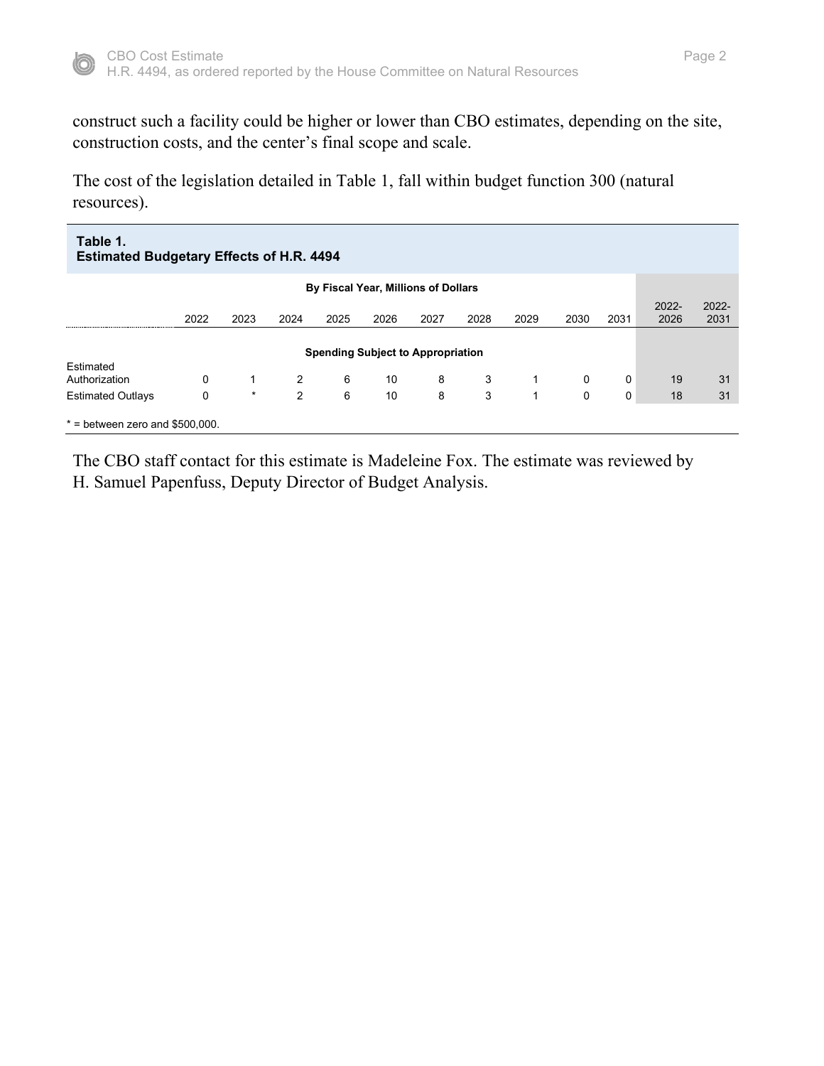construct such a facility could be higher or lower than CBO estimates, depending on the site, construction costs, and the center's final scope and scale.

The cost of the legislation detailed in Table 1, fall within budget function 300 (natural resources).

**Table 1.**
**Estimated Budgetary Effects of H.R. 4494**

| | By Fiscal Year, Millions of Dollars | | | | | | | | | | | |
|---|---|---|---|---|---|---|---|---|---|---|---|---|
| | 2022 | 2023 | 2024 | 2025 | 2026 | 2027 | 2028 | 2029 | 2030 | 2031 | 2022-2026 | 2022-2031 |
| **Spending Subject to Appropriation** | | | | | | | | | | | | |
| Estimated Authorization | 0 | 1 | 2 | 6 | 10 | 8 | 3 | 1 | 0 | 0 | 19 | 31 |
| Estimated Outlays | 0 | * | 2 | 6 | 10 | 8 | 3 | 1 | 0 | 0 | 18 | 31 |

* = between zero and $500,000.

The CBO staff contact for this estimate is Madeleine Fox. The estimate was reviewed by H. Samuel Papenfuss, Deputy Director of Budget Analysis.